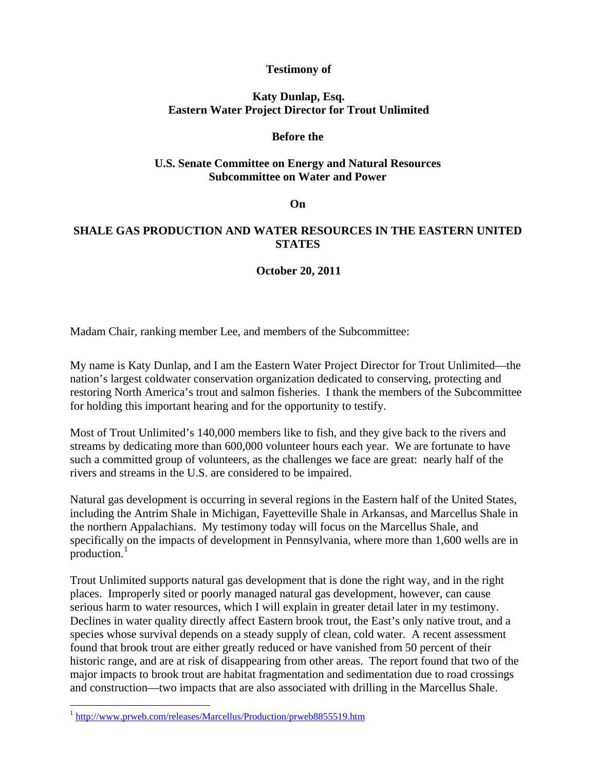**Testimony of**

**Katy Dunlap, Esq.**
**Eastern Water Project Director for Trout Unlimited**

**Before the**

**U.S. Senate Committee on Energy and Natural Resources**
**Subcommittee on Water and Power**

**On**

**SHALE GAS PRODUCTION AND WATER RESOURCES IN THE EASTERN UNITED STATES**

**October 20, 2011**

Madam Chair, ranking member Lee, and members of the Subcommittee:

My name is Katy Dunlap, and I am the Eastern Water Project Director for Trout Unlimited—the nation's largest coldwater conservation organization dedicated to conserving, protecting and restoring North America's trout and salmon fisheries. I thank the members of the Subcommittee for holding this important hearing and for the opportunity to testify.

Most of Trout Unlimited's 140,000 members like to fish, and they give back to the rivers and streams by dedicating more than 600,000 volunteer hours each year. We are fortunate to have such a committed group of volunteers, as the challenges we face are great: nearly half of the rivers and streams in the U.S. are considered to be impaired.

Natural gas development is occurring in several regions in the Eastern half of the United States, including the Antrim Shale in Michigan, Fayetteville Shale in Arkansas, and Marcellus Shale in the northern Appalachians. My testimony today will focus on the Marcellus Shale, and specifically on the impacts of development in Pennsylvania, where more than 1,600 wells are in production.[1]

Trout Unlimited supports natural gas development that is done the right way, and in the right places. Improperly sited or poorly managed natural gas development, however, can cause serious harm to water resources, which I will explain in greater detail later in my testimony. Declines in water quality directly affect Eastern brook trout, the East's only native trout, and a species whose survival depends on a steady supply of clean, cold water. A recent assessment found that brook trout are either greatly reduced or have vanished from 50 percent of their historic range, and are at risk of disappearing from other areas. The report found that two of the major impacts to brook trout are habitat fragmentation and sedimentation due to road crossings and construction—two impacts that are also associated with drilling in the Marcellus Shale.

[1] http://www.prweb.com/releases/Marcellus/Production/prweb8855519.htm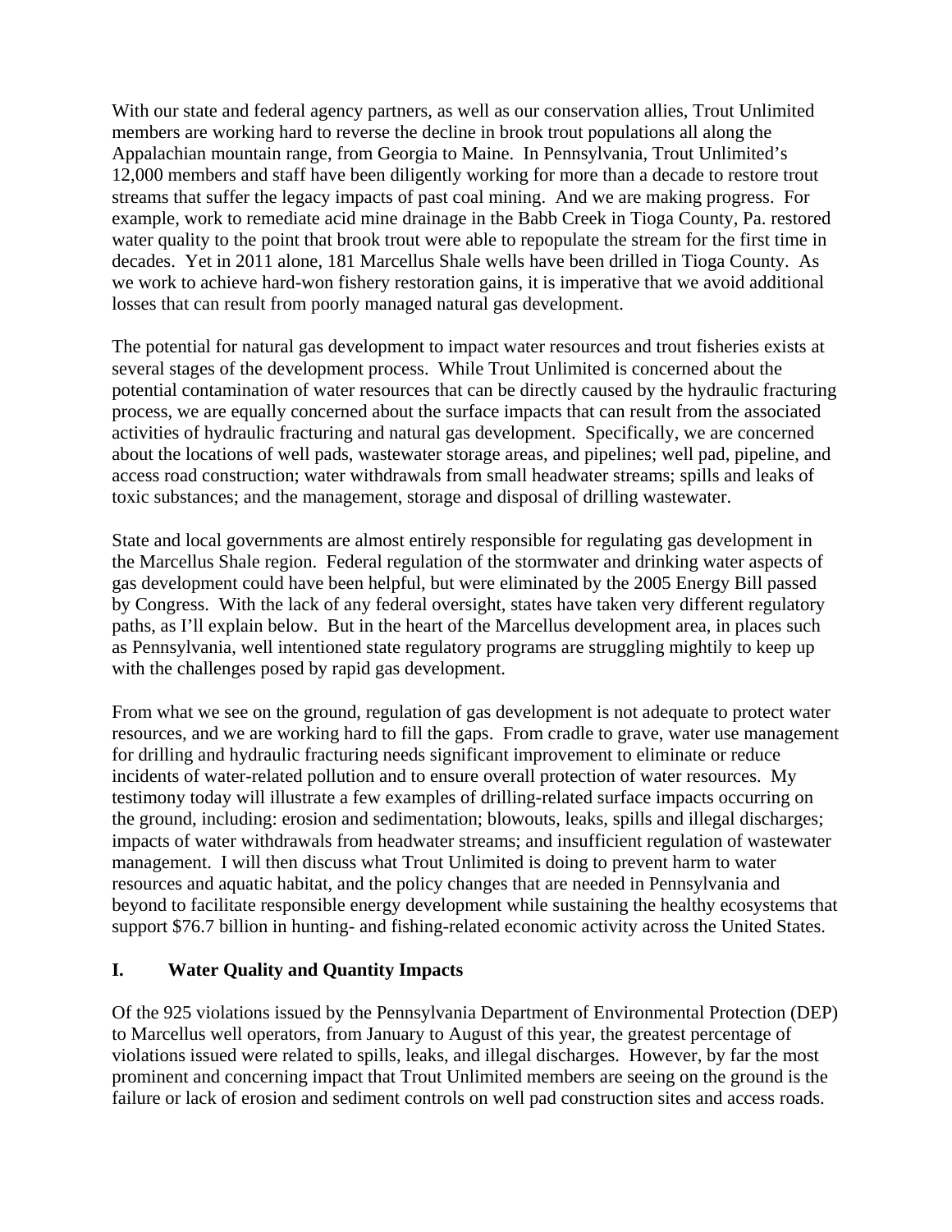With our state and federal agency partners, as well as our conservation allies, Trout Unlimited members are working hard to reverse the decline in brook trout populations all along the Appalachian mountain range, from Georgia to Maine. In Pennsylvania, Trout Unlimited's 12,000 members and staff have been diligently working for more than a decade to restore trout streams that suffer the legacy impacts of past coal mining. And we are making progress. For example, work to remediate acid mine drainage in the Babb Creek in Tioga County, Pa. restored water quality to the point that brook trout were able to repopulate the stream for the first time in decades. Yet in 2011 alone, 181 Marcellus Shale wells have been drilled in Tioga County. As we work to achieve hard-won fishery restoration gains, it is imperative that we avoid additional losses that can result from poorly managed natural gas development.

The potential for natural gas development to impact water resources and trout fisheries exists at several stages of the development process. While Trout Unlimited is concerned about the potential contamination of water resources that can be directly caused by the hydraulic fracturing process, we are equally concerned about the surface impacts that can result from the associated activities of hydraulic fracturing and natural gas development. Specifically, we are concerned about the locations of well pads, wastewater storage areas, and pipelines; well pad, pipeline, and access road construction; water withdrawals from small headwater streams; spills and leaks of toxic substances; and the management, storage and disposal of drilling wastewater.

State and local governments are almost entirely responsible for regulating gas development in the Marcellus Shale region. Federal regulation of the stormwater and drinking water aspects of gas development could have been helpful, but were eliminated by the 2005 Energy Bill passed by Congress. With the lack of any federal oversight, states have taken very different regulatory paths, as I'll explain below. But in the heart of the Marcellus development area, in places such as Pennsylvania, well intentioned state regulatory programs are struggling mightily to keep up with the challenges posed by rapid gas development.

From what we see on the ground, regulation of gas development is not adequate to protect water resources, and we are working hard to fill the gaps. From cradle to grave, water use management for drilling and hydraulic fracturing needs significant improvement to eliminate or reduce incidents of water-related pollution and to ensure overall protection of water resources. My testimony today will illustrate a few examples of drilling-related surface impacts occurring on the ground, including: erosion and sedimentation; blowouts, leaks, spills and illegal discharges; impacts of water withdrawals from headwater streams; and insufficient regulation of wastewater management. I will then discuss what Trout Unlimited is doing to prevent harm to water resources and aquatic habitat, and the policy changes that are needed in Pennsylvania and beyond to facilitate responsible energy development while sustaining the healthy ecosystems that support $76.7 billion in hunting- and fishing-related economic activity across the United States.

## I. Water Quality and Quantity Impacts

Of the 925 violations issued by the Pennsylvania Department of Environmental Protection (DEP) to Marcellus well operators, from January to August of this year, the greatest percentage of violations issued were related to spills, leaks, and illegal discharges. However, by far the most prominent and concerning impact that Trout Unlimited members are seeing on the ground is the failure or lack of erosion and sediment controls on well pad construction sites and access roads.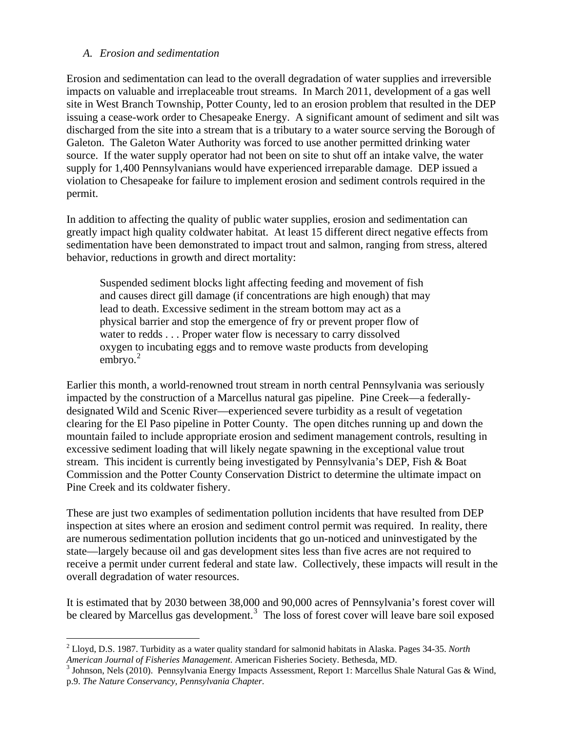### *A. Erosion and sedimentation*

Erosion and sedimentation can lead to the overall degradation of water supplies and irreversible impacts on valuable and irreplaceable trout streams. In March 2011, development of a gas well site in West Branch Township, Potter County, led to an erosion problem that resulted in the DEP issuing a cease-work order to Chesapeake Energy. A significant amount of sediment and silt was discharged from the site into a stream that is a tributary to a water source serving the Borough of Galeton. The Galeton Water Authority was forced to use another permitted drinking water source. If the water supply operator had not been on site to shut off an intake valve, the water supply for 1,400 Pennsylvanians would have experienced irreparable damage. DEP issued a violation to Chesapeake for failure to implement erosion and sediment controls required in the permit.

In addition to affecting the quality of public water supplies, erosion and sedimentation can greatly impact high quality coldwater habitat. At least 15 different direct negative effects from sedimentation have been demonstrated to impact trout and salmon, ranging from stress, altered behavior, reductions in growth and direct mortality:

> Suspended sediment blocks light affecting feeding and movement of fish and causes direct gill damage (if concentrations are high enough) that may lead to death. Excessive sediment in the stream bottom may act as a physical barrier and stop the emergence of fry or prevent proper flow of water to redds . . . Proper water flow is necessary to carry dissolved oxygen to incubating eggs and to remove waste products from developing embryo.[2]

Earlier this month, a world-renowned trout stream in north central Pennsylvania was seriously impacted by the construction of a Marcellus natural gas pipeline. Pine Creek—a federally-designated Wild and Scenic River—experienced severe turbidity as a result of vegetation clearing for the El Paso pipeline in Potter County. The open ditches running up and down the mountain failed to include appropriate erosion and sediment management controls, resulting in excessive sediment loading that will likely negate spawning in the exceptional value trout stream. This incident is currently being investigated by Pennsylvania's DEP, Fish & Boat Commission and the Potter County Conservation District to determine the ultimate impact on Pine Creek and its coldwater fishery.

These are just two examples of sedimentation pollution incidents that have resulted from DEP inspection at sites where an erosion and sediment control permit was required. In reality, there are numerous sedimentation pollution incidents that go un-noticed and uninvestigated by the state—largely because oil and gas development sites less than five acres are not required to receive a permit under current federal and state law. Collectively, these impacts will result in the overall degradation of water resources.

It is estimated that by 2030 between 38,000 and 90,000 acres of Pennsylvania's forest cover will be cleared by Marcellus gas development.[3] The loss of forest cover will leave bare soil exposed

---

[2] Lloyd, D.S. 1987. Turbidity as a water quality standard for salmonid habitats in Alaska. Pages 34-35. *North American Journal of Fisheries Management*. American Fisheries Society. Bethesda, MD.

[3] Johnson, Nels (2010). Pennsylvania Energy Impacts Assessment, Report 1: Marcellus Shale Natural Gas & Wind, p.9. *The Nature Conservancy, Pennsylvania Chapter.*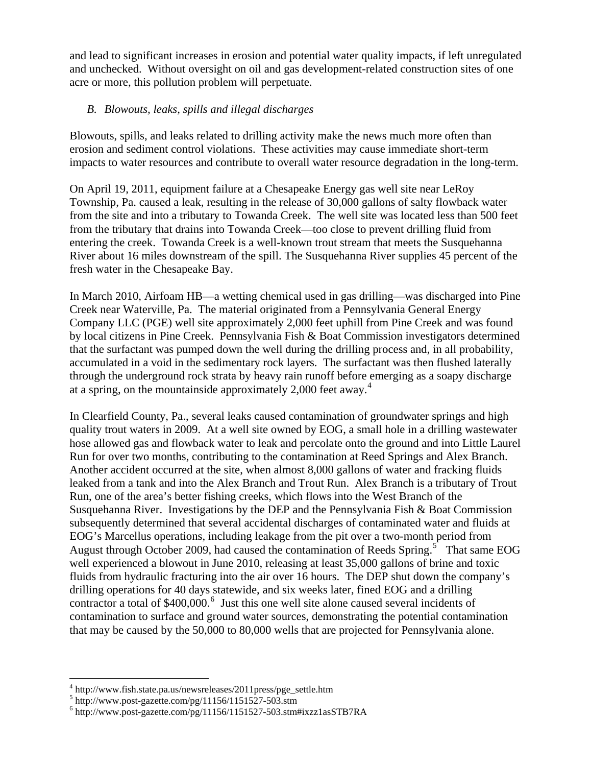and lead to significant increases in erosion and potential water quality impacts, if left unregulated and unchecked. Without oversight on oil and gas development-related construction sites of one acre or more, this pollution problem will perpetuate.

### *B. Blowouts, leaks, spills and illegal discharges*

Blowouts, spills, and leaks related to drilling activity make the news much more often than erosion and sediment control violations. These activities may cause immediate short-term impacts to water resources and contribute to overall water resource degradation in the long-term.

On April 19, 2011, equipment failure at a Chesapeake Energy gas well site near LeRoy Township, Pa. caused a leak, resulting in the release of 30,000 gallons of salty flowback water from the site and into a tributary to Towanda Creek. The well site was located less than 500 feet from the tributary that drains into Towanda Creek—too close to prevent drilling fluid from entering the creek. Towanda Creek is a well-known trout stream that meets the Susquehanna River about 16 miles downstream of the spill. The Susquehanna River supplies 45 percent of the fresh water in the Chesapeake Bay.

In March 2010, Airfoam HB—a wetting chemical used in gas drilling—was discharged into Pine Creek near Waterville, Pa. The material originated from a Pennsylvania General Energy Company LLC (PGE) well site approximately 2,000 feet uphill from Pine Creek and was found by local citizens in Pine Creek. Pennsylvania Fish & Boat Commission investigators determined that the surfactant was pumped down the well during the drilling process and, in all probability, accumulated in a void in the sedimentary rock layers. The surfactant was then flushed laterally through the underground rock strata by heavy rain runoff before emerging as a soapy discharge at a spring, on the mountainside approximately 2,000 feet away.[4]

In Clearfield County, Pa., several leaks caused contamination of groundwater springs and high quality trout waters in 2009. At a well site owned by EOG, a small hole in a drilling wastewater hose allowed gas and flowback water to leak and percolate onto the ground and into Little Laurel Run for over two months, contributing to the contamination at Reed Springs and Alex Branch. Another accident occurred at the site, when almost 8,000 gallons of water and fracking fluids leaked from a tank and into the Alex Branch and Trout Run. Alex Branch is a tributary of Trout Run, one of the area's better fishing creeks, which flows into the West Branch of the Susquehanna River. Investigations by the DEP and the Pennsylvania Fish & Boat Commission subsequently determined that several accidental discharges of contaminated water and fluids at EOG's Marcellus operations, including leakage from the pit over a two-month period from August through October 2009, had caused the contamination of Reeds Spring.[5] That same EOG well experienced a blowout in June 2010, releasing at least 35,000 gallons of brine and toxic fluids from hydraulic fracturing into the air over 16 hours. The DEP shut down the company's drilling operations for 40 days statewide, and six weeks later, fined EOG and a drilling contractor a total of $400,000.[6] Just this one well site alone caused several incidents of contamination to surface and ground water sources, demonstrating the potential contamination that may be caused by the 50,000 to 80,000 wells that are projected for Pennsylvania alone.

---

[4] http://www.fish.state.pa.us/newsreleases/2011press/pge_settle.htm
[5] http://www.post-gazette.com/pg/11156/1151527-503.stm
[6] http://www.post-gazette.com/pg/11156/1151527-503.stm#ixzz1asSTB7RA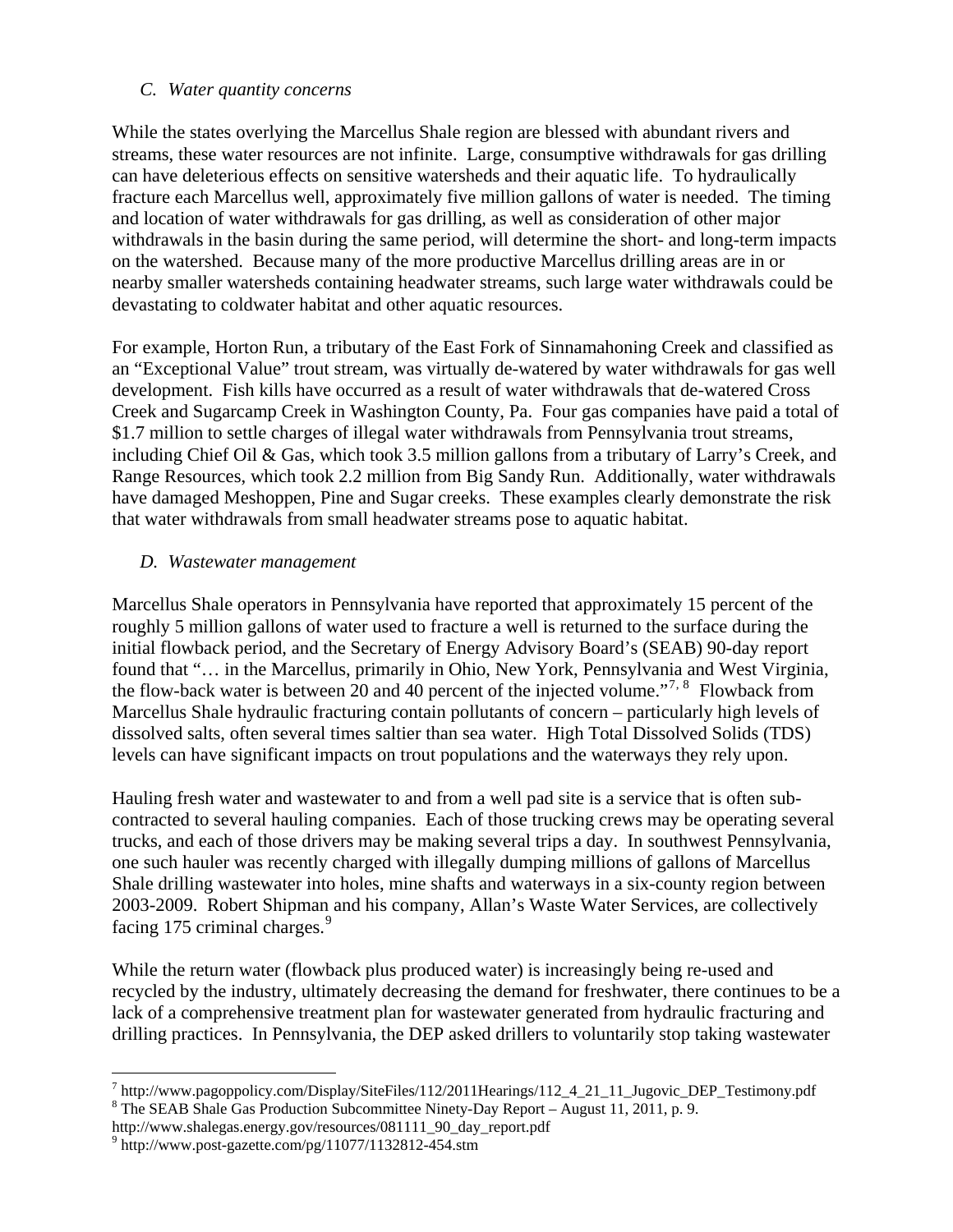### *C. Water quantity concerns*

While the states overlying the Marcellus Shale region are blessed with abundant rivers and streams, these water resources are not infinite. Large, consumptive withdrawals for gas drilling can have deleterious effects on sensitive watersheds and their aquatic life. To hydraulically fracture each Marcellus well, approximately five million gallons of water is needed. The timing and location of water withdrawals for gas drilling, as well as consideration of other major withdrawals in the basin during the same period, will determine the short- and long-term impacts on the watershed. Because many of the more productive Marcellus drilling areas are in or nearby smaller watersheds containing headwater streams, such large water withdrawals could be devastating to coldwater habitat and other aquatic resources.

For example, Horton Run, a tributary of the East Fork of Sinnamahoning Creek and classified as an "Exceptional Value" trout stream, was virtually de-watered by water withdrawals for gas well development. Fish kills have occurred as a result of water withdrawals that de-watered Cross Creek and Sugarcamp Creek in Washington County, Pa. Four gas companies have paid a total of $1.7 million to settle charges of illegal water withdrawals from Pennsylvania trout streams, including Chief Oil & Gas, which took 3.5 million gallons from a tributary of Larry's Creek, and Range Resources, which took 2.2 million from Big Sandy Run. Additionally, water withdrawals have damaged Meshoppen, Pine and Sugar creeks. These examples clearly demonstrate the risk that water withdrawals from small headwater streams pose to aquatic habitat.

### *D. Wastewater management*

Marcellus Shale operators in Pennsylvania have reported that approximately 15 percent of the roughly 5 million gallons of water used to fracture a well is returned to the surface during the initial flowback period, and the Secretary of Energy Advisory Board's (SEAB) 90-day report found that "… in the Marcellus, primarily in Ohio, New York, Pennsylvania and West Virginia, the flow-back water is between 20 and 40 percent of the injected volume."[7, 8] Flowback from Marcellus Shale hydraulic fracturing contain pollutants of concern – particularly high levels of dissolved salts, often several times saltier than sea water. High Total Dissolved Solids (TDS) levels can have significant impacts on trout populations and the waterways they rely upon.

Hauling fresh water and wastewater to and from a well pad site is a service that is often sub-contracted to several hauling companies. Each of those trucking crews may be operating several trucks, and each of those drivers may be making several trips a day. In southwest Pennsylvania, one such hauler was recently charged with illegally dumping millions of gallons of Marcellus Shale drilling wastewater into holes, mine shafts and waterways in a six-county region between 2003-2009. Robert Shipman and his company, Allan's Waste Water Services, are collectively facing 175 criminal charges.[9]

While the return water (flowback plus produced water) is increasingly being re-used and recycled by the industry, ultimately decreasing the demand for freshwater, there continues to be a lack of a comprehensive treatment plan for wastewater generated from hydraulic fracturing and drilling practices. In Pennsylvania, the DEP asked drillers to voluntarily stop taking wastewater

---

[7] http://www.pagoppolicy.com/Display/SiteFiles/112/2011Hearings/112_4_21_11_Jugovic_DEP_Testimony.pdf

[8] The SEAB Shale Gas Production Subcommittee Ninety-Day Report – August 11, 2011, p. 9. http://www.shalegas.energy.gov/resources/081111_90_day_report.pdf

[9] http://www.post-gazette.com/pg/11077/1132812-454.stm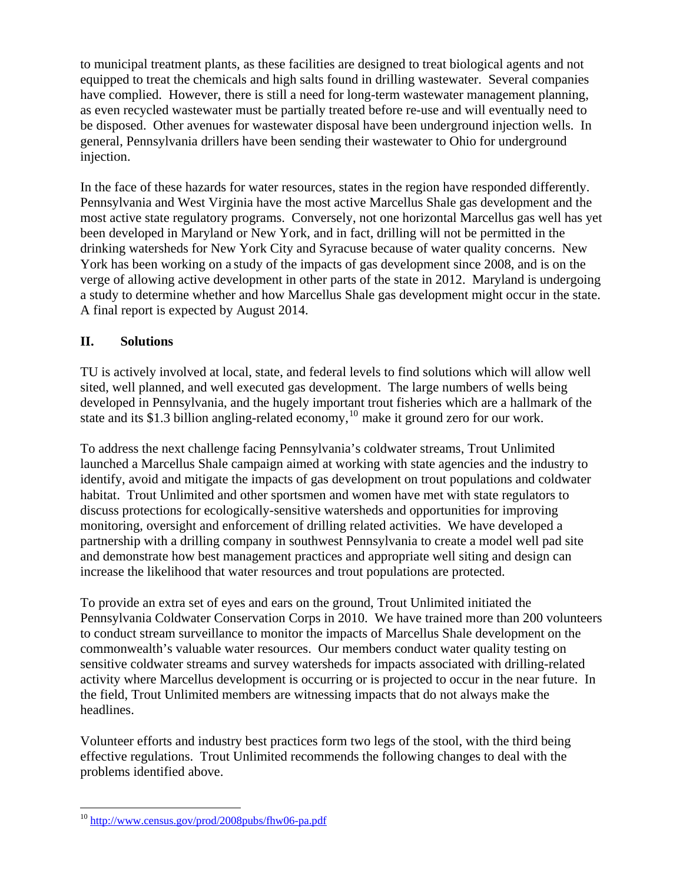to municipal treatment plants, as these facilities are designed to treat biological agents and not equipped to treat the chemicals and high salts found in drilling wastewater. Several companies have complied. However, there is still a need for long-term wastewater management planning, as even recycled wastewater must be partially treated before re-use and will eventually need to be disposed. Other avenues for wastewater disposal have been underground injection wells. In general, Pennsylvania drillers have been sending their wastewater to Ohio for underground injection.

In the face of these hazards for water resources, states in the region have responded differently. Pennsylvania and West Virginia have the most active Marcellus Shale gas development and the most active state regulatory programs. Conversely, not one horizontal Marcellus gas well has yet been developed in Maryland or New York, and in fact, drilling will not be permitted in the drinking watersheds for New York City and Syracuse because of water quality concerns. New York has been working on a study of the impacts of gas development since 2008, and is on the verge of allowing active development in other parts of the state in 2012. Maryland is undergoing a study to determine whether and how Marcellus Shale gas development might occur in the state. A final report is expected by August 2014.

## II. Solutions

TU is actively involved at local, state, and federal levels to find solutions which will allow well sited, well planned, and well executed gas development. The large numbers of wells being developed in Pennsylvania, and the hugely important trout fisheries which are a hallmark of the state and its $1.3 billion angling-related economy,[10] make it ground zero for our work.

To address the next challenge facing Pennsylvania's coldwater streams, Trout Unlimited launched a Marcellus Shale campaign aimed at working with state agencies and the industry to identify, avoid and mitigate the impacts of gas development on trout populations and coldwater habitat. Trout Unlimited and other sportsmen and women have met with state regulators to discuss protections for ecologically-sensitive watersheds and opportunities for improving monitoring, oversight and enforcement of drilling related activities. We have developed a partnership with a drilling company in southwest Pennsylvania to create a model well pad site and demonstrate how best management practices and appropriate well siting and design can increase the likelihood that water resources and trout populations are protected.

To provide an extra set of eyes and ears on the ground, Trout Unlimited initiated the Pennsylvania Coldwater Conservation Corps in 2010. We have trained more than 200 volunteers to conduct stream surveillance to monitor the impacts of Marcellus Shale development on the commonwealth's valuable water resources. Our members conduct water quality testing on sensitive coldwater streams and survey watersheds for impacts associated with drilling-related activity where Marcellus development is occurring or is projected to occur in the near future. In the field, Trout Unlimited members are witnessing impacts that do not always make the headlines.

Volunteer efforts and industry best practices form two legs of the stool, with the third being effective regulations. Trout Unlimited recommends the following changes to deal with the problems identified above.

---

[10] http://www.census.gov/prod/2008pubs/fhw06-pa.pdf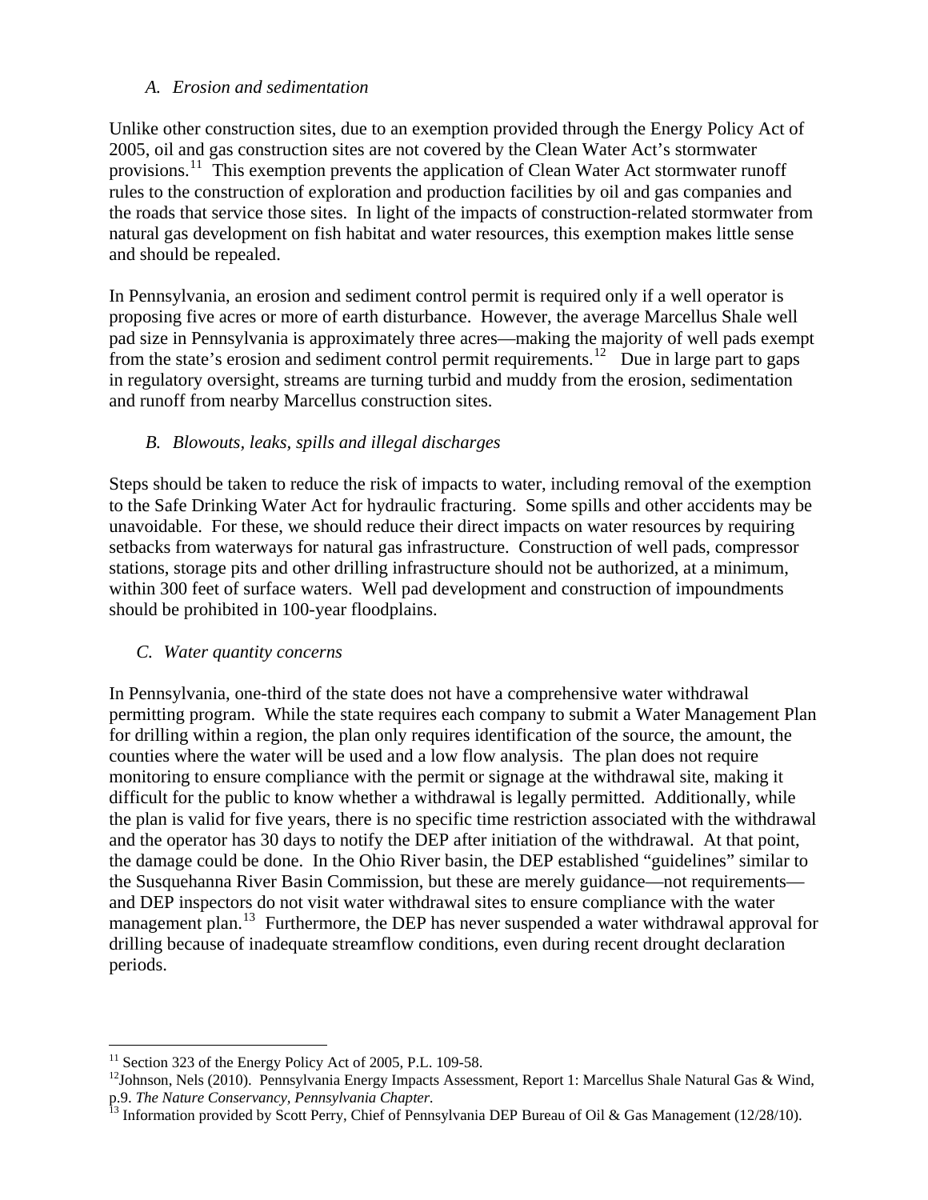### *A. Erosion and sedimentation*

Unlike other construction sites, due to an exemption provided through the Energy Policy Act of 2005, oil and gas construction sites are not covered by the Clean Water Act's stormwater provisions.[11] This exemption prevents the application of Clean Water Act stormwater runoff rules to the construction of exploration and production facilities by oil and gas companies and the roads that service those sites. In light of the impacts of construction-related stormwater from natural gas development on fish habitat and water resources, this exemption makes little sense and should be repealed.

In Pennsylvania, an erosion and sediment control permit is required only if a well operator is proposing five acres or more of earth disturbance. However, the average Marcellus Shale well pad size in Pennsylvania is approximately three acres—making the majority of well pads exempt from the state's erosion and sediment control permit requirements.[12] Due in large part to gaps in regulatory oversight, streams are turning turbid and muddy from the erosion, sedimentation and runoff from nearby Marcellus construction sites.

### *B. Blowouts, leaks, spills and illegal discharges*

Steps should be taken to reduce the risk of impacts to water, including removal of the exemption to the Safe Drinking Water Act for hydraulic fracturing. Some spills and other accidents may be unavoidable. For these, we should reduce their direct impacts on water resources by requiring setbacks from waterways for natural gas infrastructure. Construction of well pads, compressor stations, storage pits and other drilling infrastructure should not be authorized, at a minimum, within 300 feet of surface waters. Well pad development and construction of impoundments should be prohibited in 100-year floodplains.

### *C. Water quantity concerns*

In Pennsylvania, one-third of the state does not have a comprehensive water withdrawal permitting program. While the state requires each company to submit a Water Management Plan for drilling within a region, the plan only requires identification of the source, the amount, the counties where the water will be used and a low flow analysis. The plan does not require monitoring to ensure compliance with the permit or signage at the withdrawal site, making it difficult for the public to know whether a withdrawal is legally permitted. Additionally, while the plan is valid for five years, there is no specific time restriction associated with the withdrawal and the operator has 30 days to notify the DEP after initiation of the withdrawal. At that point, the damage could be done. In the Ohio River basin, the DEP established "guidelines" similar to the Susquehanna River Basin Commission, but these are merely guidance—not requirements—and DEP inspectors do not visit water withdrawal sites to ensure compliance with the water management plan.[13] Furthermore, the DEP has never suspended a water withdrawal approval for drilling because of inadequate streamflow conditions, even during recent drought declaration periods.

---

[11] Section 323 of the Energy Policy Act of 2005, P.L. 109-58.

[12] Johnson, Nels (2010). Pennsylvania Energy Impacts Assessment, Report 1: Marcellus Shale Natural Gas & Wind, p.9. *The Nature Conservancy, Pennsylvania Chapter.*

[13] Information provided by Scott Perry, Chief of Pennsylvania DEP Bureau of Oil & Gas Management (12/28/10).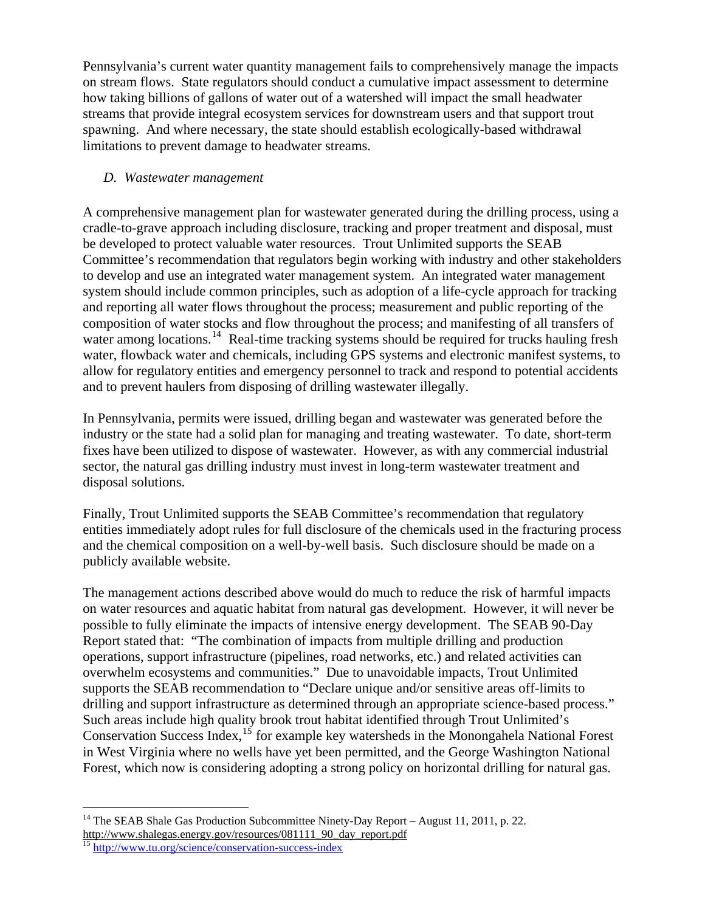Pennsylvania's current water quantity management fails to comprehensively manage the impacts on stream flows. State regulators should conduct a cumulative impact assessment to determine how taking billions of gallons of water out of a watershed will impact the small headwater streams that provide integral ecosystem services for downstream users and that support trout spawning. And where necessary, the state should establish ecologically-based withdrawal limitations to prevent damage to headwater streams.

### *D. Wastewater management*

A comprehensive management plan for wastewater generated during the drilling process, using a cradle-to-grave approach including disclosure, tracking and proper treatment and disposal, must be developed to protect valuable water resources. Trout Unlimited supports the SEAB Committee's recommendation that regulators begin working with industry and other stakeholders to develop and use an integrated water management system. An integrated water management system should include common principles, such as adoption of a life-cycle approach for tracking and reporting all water flows throughout the process; measurement and public reporting of the composition of water stocks and flow throughout the process; and manifesting of all transfers of water among locations.[14] Real-time tracking systems should be required for trucks hauling fresh water, flowback water and chemicals, including GPS systems and electronic manifest systems, to allow for regulatory entities and emergency personnel to track and respond to potential accidents and to prevent haulers from disposing of drilling wastewater illegally.

In Pennsylvania, permits were issued, drilling began and wastewater was generated before the industry or the state had a solid plan for managing and treating wastewater. To date, short-term fixes have been utilized to dispose of wastewater. However, as with any commercial industrial sector, the natural gas drilling industry must invest in long-term wastewater treatment and disposal solutions.

Finally, Trout Unlimited supports the SEAB Committee's recommendation that regulatory entities immediately adopt rules for full disclosure of the chemicals used in the fracturing process and the chemical composition on a well-by-well basis. Such disclosure should be made on a publicly available website.

The management actions described above would do much to reduce the risk of harmful impacts on water resources and aquatic habitat from natural gas development. However, it will never be possible to fully eliminate the impacts of intensive energy development. The SEAB 90-Day Report stated that: "The combination of impacts from multiple drilling and production operations, support infrastructure (pipelines, road networks, etc.) and related activities can overwhelm ecosystems and communities." Due to unavoidable impacts, Trout Unlimited supports the SEAB recommendation to "Declare unique and/or sensitive areas off-limits to drilling and support infrastructure as determined through an appropriate science-based process." Such areas include high quality brook trout habitat identified through Trout Unlimited's Conservation Success Index,[15] for example key watersheds in the Monongahela National Forest in West Virginia where no wells have yet been permitted, and the George Washington National Forest, which now is considering adopting a strong policy on horizontal drilling for natural gas.

---

[14] The SEAB Shale Gas Production Subcommittee Ninety-Day Report – August 11, 2011, p. 22. http://www.shalegas.energy.gov/resources/081111_90_day_report.pdf

[15] http://www.tu.org/science/conservation-success-index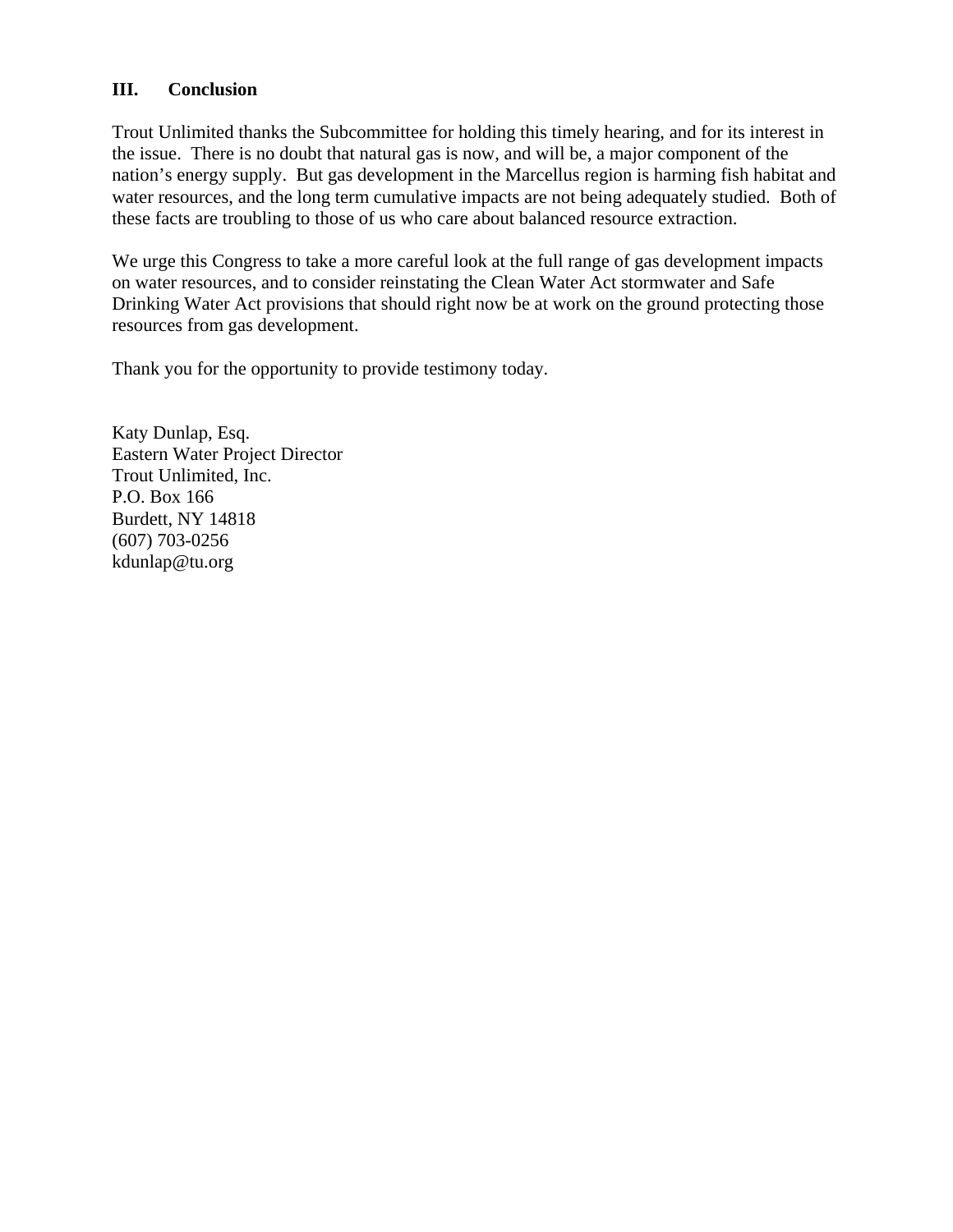### III. Conclusion

Trout Unlimited thanks the Subcommittee for holding this timely hearing, and for its interest in the issue. There is no doubt that natural gas is now, and will be, a major component of the nation's energy supply. But gas development in the Marcellus region is harming fish habitat and water resources, and the long term cumulative impacts are not being adequately studied. Both of these facts are troubling to those of us who care about balanced resource extraction.

We urge this Congress to take a more careful look at the full range of gas development impacts on water resources, and to consider reinstating the Clean Water Act stormwater and Safe Drinking Water Act provisions that should right now be at work on the ground protecting those resources from gas development.

Thank you for the opportunity to provide testimony today.

Katy Dunlap, Esq.
Eastern Water Project Director
Trout Unlimited, Inc.
P.O. Box 166
Burdett, NY 14818
(607) 703-0256
kdunlap@tu.org